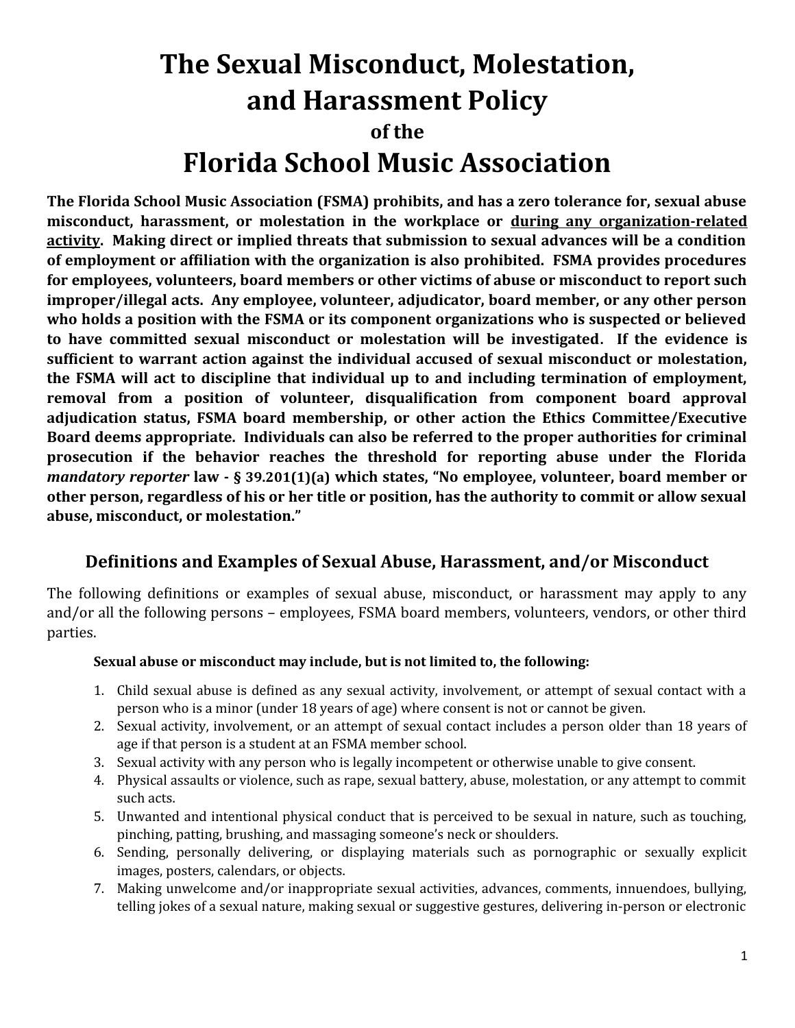# The Sexual Misconduct, Molestation, and Harassment Policy

### of the

# Florida School Music Association

**The Florida School Music Association (FSMA) prohibits, and has a zero tolerance for, sexual abuse misconduct, harassment, or molestation in the workplace or <u>during any organization-related activity</u>. Making direct or implied threats that submission to sexual advances will be a condition of employment or affiliation with the organization is also prohibited. FSMA provides procedures for employees, volunteers, board members or other victims of abuse or misconduct to report such improper/illegal acts. Any employee, volunteer, adjudicator, board member, or any other person who holds a position with the FSMA or its component organizations who is suspected or believed to have committed sexual misconduct or molestation will be investigated. If the evidence is sufficient to warrant action against the individual accused of sexual misconduct or molestation, the FSMA will act to discipline that individual up to and including termination of employment, removal from a position of volunteer, disqualification from component board approval adjudication status, FSMA board membership, or other action the Ethics Committee/Executive Board deems appropriate. Individuals can also be referred to the proper authorities for criminal prosecution if the behavior reaches the threshold for reporting abuse under the Florida *mandatory reporter* law - § 39.201(1)(a) which states, "No employee, volunteer, board member or other person, regardless of his or her title or position, has the authority to commit or allow sexual abuse, misconduct, or molestation."**

## Definitions and Examples of Sexual Abuse, Harassment, and/or Misconduct

The following definitions or examples of sexual abuse, misconduct, or harassment may apply to any and/or all the following persons – employees, FSMA board members, volunteers, vendors, or other third parties.

**Sexual abuse or misconduct may include, but is not limited to, the following:**

1. Child sexual abuse is defined as any sexual activity, involvement, or attempt of sexual contact with a person who is a minor (under 18 years of age) where consent is not or cannot be given.
2. Sexual activity, involvement, or an attempt of sexual contact includes a person older than 18 years of age if that person is a student at an FSMA member school.
3. Sexual activity with any person who is legally incompetent or otherwise unable to give consent.
4. Physical assaults or violence, such as rape, sexual battery, abuse, molestation, or any attempt to commit such acts.
5. Unwanted and intentional physical conduct that is perceived to be sexual in nature, such as touching, pinching, patting, brushing, and massaging someone's neck or shoulders.
6. Sending, personally delivering, or displaying materials such as pornographic or sexually explicit images, posters, calendars, or objects.
7. Making unwelcome and/or inappropriate sexual activities, advances, comments, innuendoes, bullying, telling jokes of a sexual nature, making sexual or suggestive gestures, delivering in-person or electronic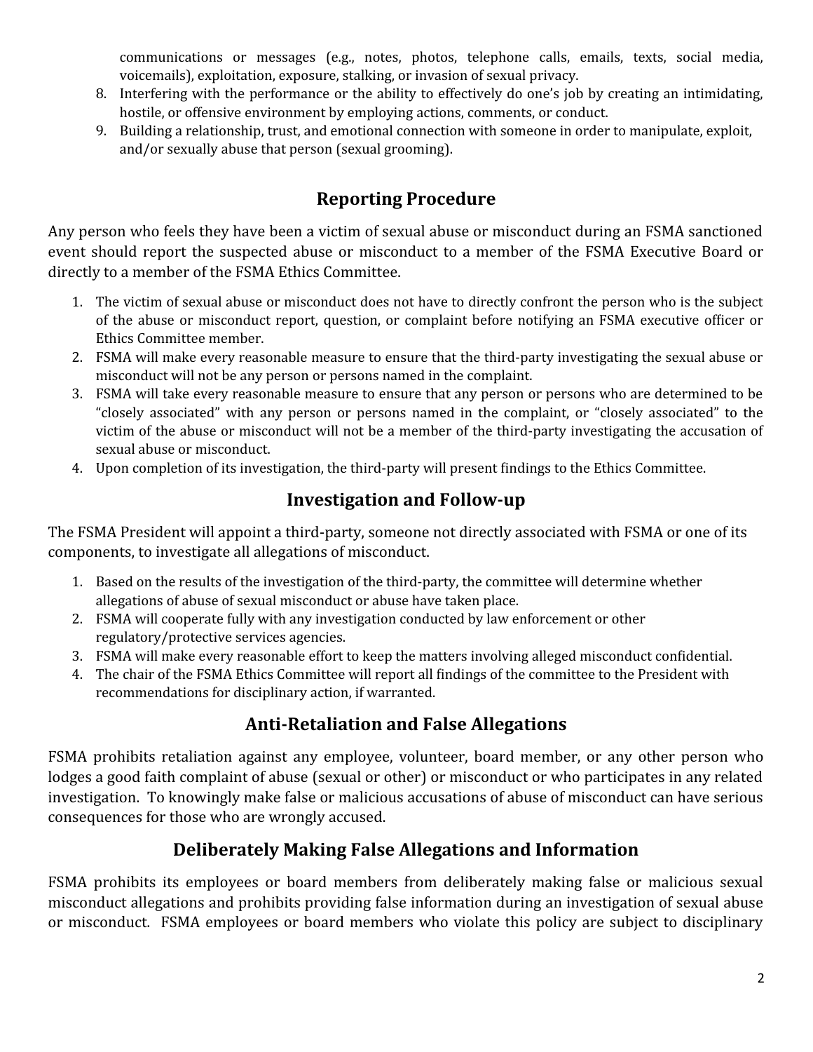communications or messages (e.g., notes, photos, telephone calls, emails, texts, social media, voicemails), exploitation, exposure, stalking, or invasion of sexual privacy.

8. Interfering with the performance or the ability to effectively do one's job by creating an intimidating, hostile, or offensive environment by employing actions, comments, or conduct.
9. Building a relationship, trust, and emotional connection with someone in order to manipulate, exploit, and/or sexually abuse that person (sexual grooming).

## Reporting Procedure

Any person who feels they have been a victim of sexual abuse or misconduct during an FSMA sanctioned event should report the suspected abuse or misconduct to a member of the FSMA Executive Board or directly to a member of the FSMA Ethics Committee.

1. The victim of sexual abuse or misconduct does not have to directly confront the person who is the subject of the abuse or misconduct report, question, or complaint before notifying an FSMA executive officer or Ethics Committee member.
2. FSMA will make every reasonable measure to ensure that the third-party investigating the sexual abuse or misconduct will not be any person or persons named in the complaint.
3. FSMA will take every reasonable measure to ensure that any person or persons who are determined to be "closely associated" with any person or persons named in the complaint, or "closely associated" to the victim of the abuse or misconduct will not be a member of the third-party investigating the accusation of sexual abuse or misconduct.
4. Upon completion of its investigation, the third-party will present findings to the Ethics Committee.

## Investigation and Follow-up

The FSMA President will appoint a third-party, someone not directly associated with FSMA or one of its components, to investigate all allegations of misconduct.

1. Based on the results of the investigation of the third-party, the committee will determine whether allegations of abuse of sexual misconduct or abuse have taken place.
2. FSMA will cooperate fully with any investigation conducted by law enforcement or other regulatory/protective services agencies.
3. FSMA will make every reasonable effort to keep the matters involving alleged misconduct confidential.
4. The chair of the FSMA Ethics Committee will report all findings of the committee to the President with recommendations for disciplinary action, if warranted.

## Anti-Retaliation and False Allegations

FSMA prohibits retaliation against any employee, volunteer, board member, or any other person who lodges a good faith complaint of abuse (sexual or other) or misconduct or who participates in any related investigation. To knowingly make false or malicious accusations of abuse of misconduct can have serious consequences for those who are wrongly accused.

## Deliberately Making False Allegations and Information

FSMA prohibits its employees or board members from deliberately making false or malicious sexual misconduct allegations and prohibits providing false information during an investigation of sexual abuse or misconduct. FSMA employees or board members who violate this policy are subject to disciplinary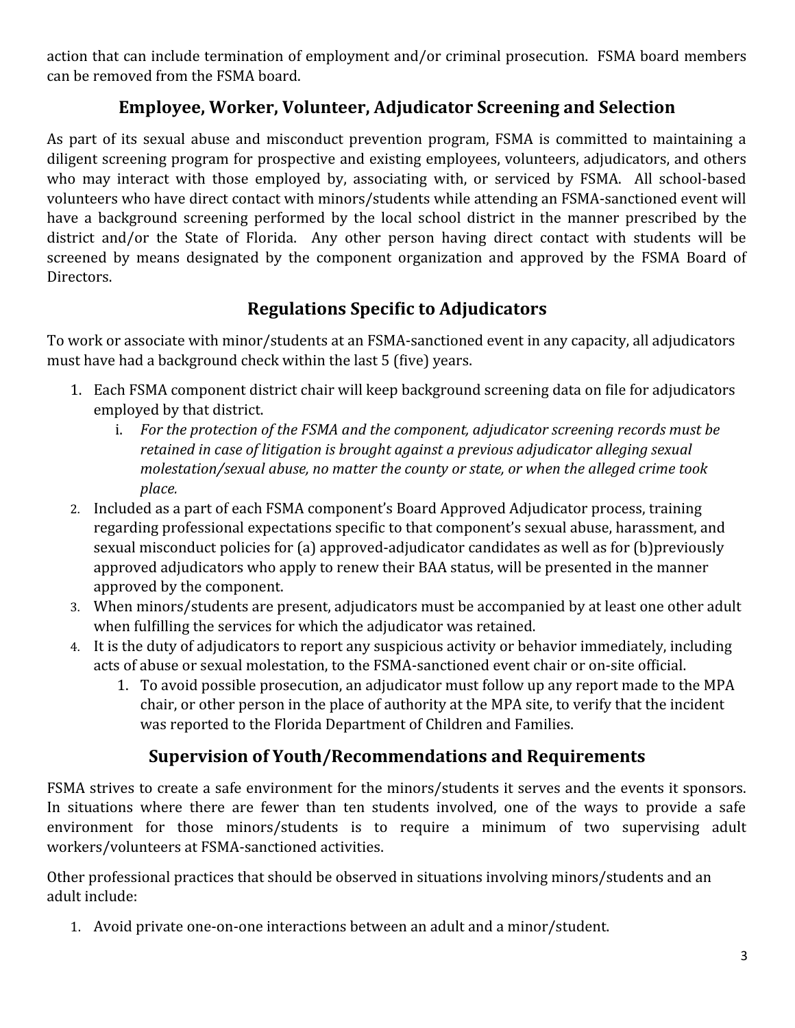action that can include termination of employment and/or criminal prosecution. FSMA board members can be removed from the FSMA board.

## Employee, Worker, Volunteer, Adjudicator Screening and Selection

As part of its sexual abuse and misconduct prevention program, FSMA is committed to maintaining a diligent screening program for prospective and existing employees, volunteers, adjudicators, and others who may interact with those employed by, associating with, or serviced by FSMA. All school-based volunteers who have direct contact with minors/students while attending an FSMA-sanctioned event will have a background screening performed by the local school district in the manner prescribed by the district and/or the State of Florida. Any other person having direct contact with students will be screened by means designated by the component organization and approved by the FSMA Board of Directors.

## Regulations Specific to Adjudicators

To work or associate with minor/students at an FSMA-sanctioned event in any capacity, all adjudicators must have had a background check within the last 5 (five) years.

1. Each FSMA component district chair will keep background screening data on file for adjudicators employed by that district.
   i. *For the protection of the FSMA and the component, adjudicator screening records must be retained in case of litigation is brought against a previous adjudicator alleging sexual molestation/sexual abuse, no matter the county or state, or when the alleged crime took place.*
2. Included as a part of each FSMA component's Board Approved Adjudicator process, training regarding professional expectations specific to that component's sexual abuse, harassment, and sexual misconduct policies for (a) approved-adjudicator candidates as well as for (b)previously approved adjudicators who apply to renew their BAA status, will be presented in the manner approved by the component.
3. When minors/students are present, adjudicators must be accompanied by at least one other adult when fulfilling the services for which the adjudicator was retained.
4. It is the duty of adjudicators to report any suspicious activity or behavior immediately, including acts of abuse or sexual molestation, to the FSMA-sanctioned event chair or on-site official.
   1. To avoid possible prosecution, an adjudicator must follow up any report made to the MPA chair, or other person in the place of authority at the MPA site, to verify that the incident was reported to the Florida Department of Children and Families.

## Supervision of Youth/Recommendations and Requirements

FSMA strives to create a safe environment for the minors/students it serves and the events it sponsors. In situations where there are fewer than ten students involved, one of the ways to provide a safe environment for those minors/students is to require a minimum of two supervising adult workers/volunteers at FSMA-sanctioned activities.

Other professional practices that should be observed in situations involving minors/students and an adult include:

1. Avoid private one-on-one interactions between an adult and a minor/student.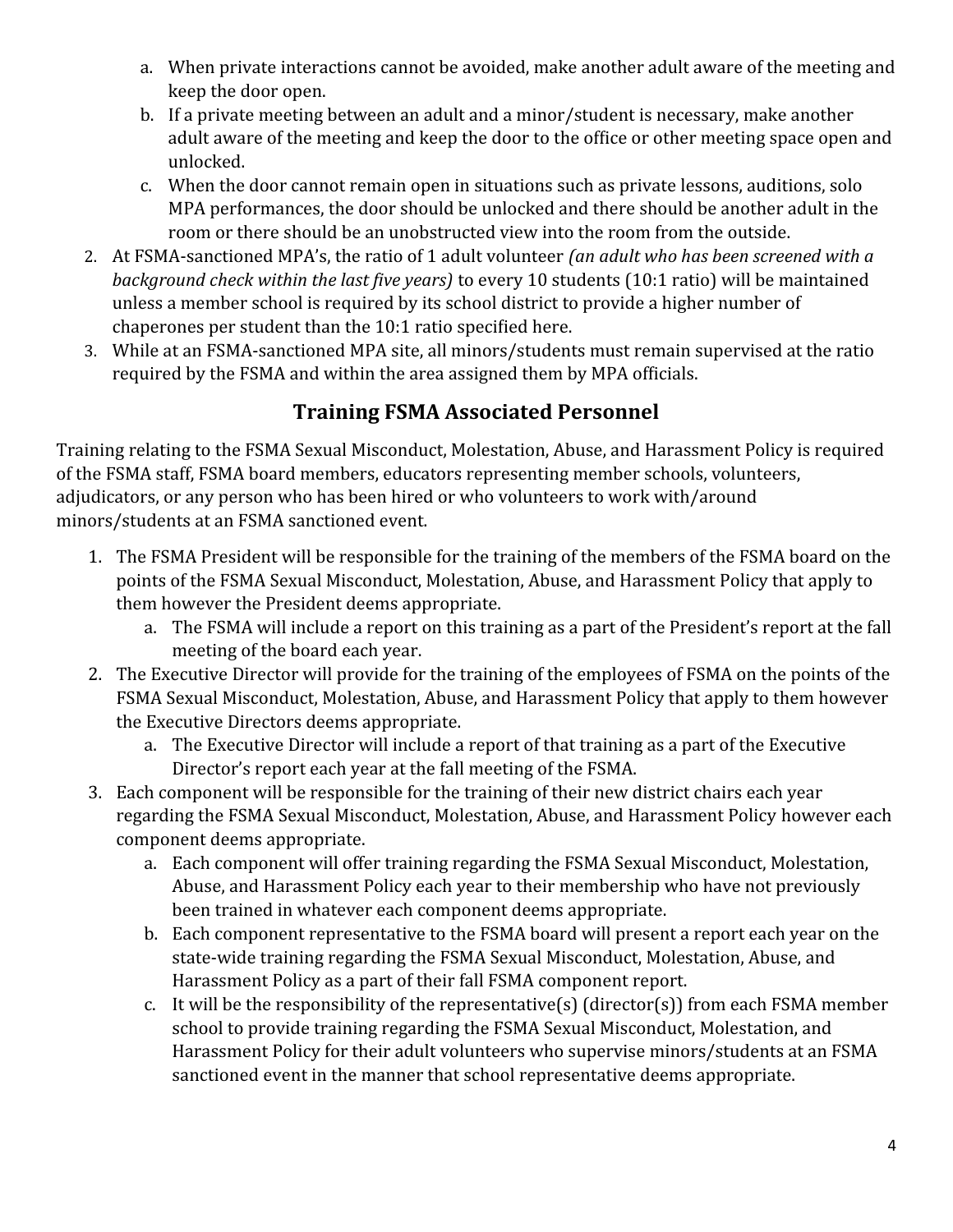a. When private interactions cannot be avoided, make another adult aware of the meeting and keep the door open.
   b. If a private meeting between an adult and a minor/student is necessary, make another adult aware of the meeting and keep the door to the office or other meeting space open and unlocked.
   c. When the door cannot remain open in situations such as private lessons, auditions, solo MPA performances, the door should be unlocked and there should be another adult in the room or there should be an unobstructed view into the room from the outside.
2. At FSMA-sanctioned MPA's, the ratio of 1 adult volunteer *(an adult who has been screened with a background check within the last five years)* to every 10 students (10:1 ratio) will be maintained unless a member school is required by its school district to provide a higher number of chaperones per student than the 10:1 ratio specified here.
3. While at an FSMA-sanctioned MPA site, all minors/students must remain supervised at the ratio required by the FSMA and within the area assigned them by MPA officials.

## Training FSMA Associated Personnel

Training relating to the FSMA Sexual Misconduct, Molestation, Abuse, and Harassment Policy is required of the FSMA staff, FSMA board members, educators representing member schools, volunteers, adjudicators, or any person who has been hired or who volunteers to work with/around minors/students at an FSMA sanctioned event.

1. The FSMA President will be responsible for the training of the members of the FSMA board on the points of the FSMA Sexual Misconduct, Molestation, Abuse, and Harassment Policy that apply to them however the President deems appropriate.
   a. The FSMA will include a report on this training as a part of the President's report at the fall meeting of the board each year.
2. The Executive Director will provide for the training of the employees of FSMA on the points of the FSMA Sexual Misconduct, Molestation, Abuse, and Harassment Policy that apply to them however the Executive Directors deems appropriate.
   a. The Executive Director will include a report of that training as a part of the Executive Director's report each year at the fall meeting of the FSMA.
3. Each component will be responsible for the training of their new district chairs each year regarding the FSMA Sexual Misconduct, Molestation, Abuse, and Harassment Policy however each component deems appropriate.
   a. Each component will offer training regarding the FSMA Sexual Misconduct, Molestation, Abuse, and Harassment Policy each year to their membership who have not previously been trained in whatever each component deems appropriate.
   b. Each component representative to the FSMA board will present a report each year on the state-wide training regarding the FSMA Sexual Misconduct, Molestation, Abuse, and Harassment Policy as a part of their fall FSMA component report.
   c. It will be the responsibility of the representative(s) (director(s)) from each FSMA member school to provide training regarding the FSMA Sexual Misconduct, Molestation, and Harassment Policy for their adult volunteers who supervise minors/students at an FSMA sanctioned event in the manner that school representative deems appropriate.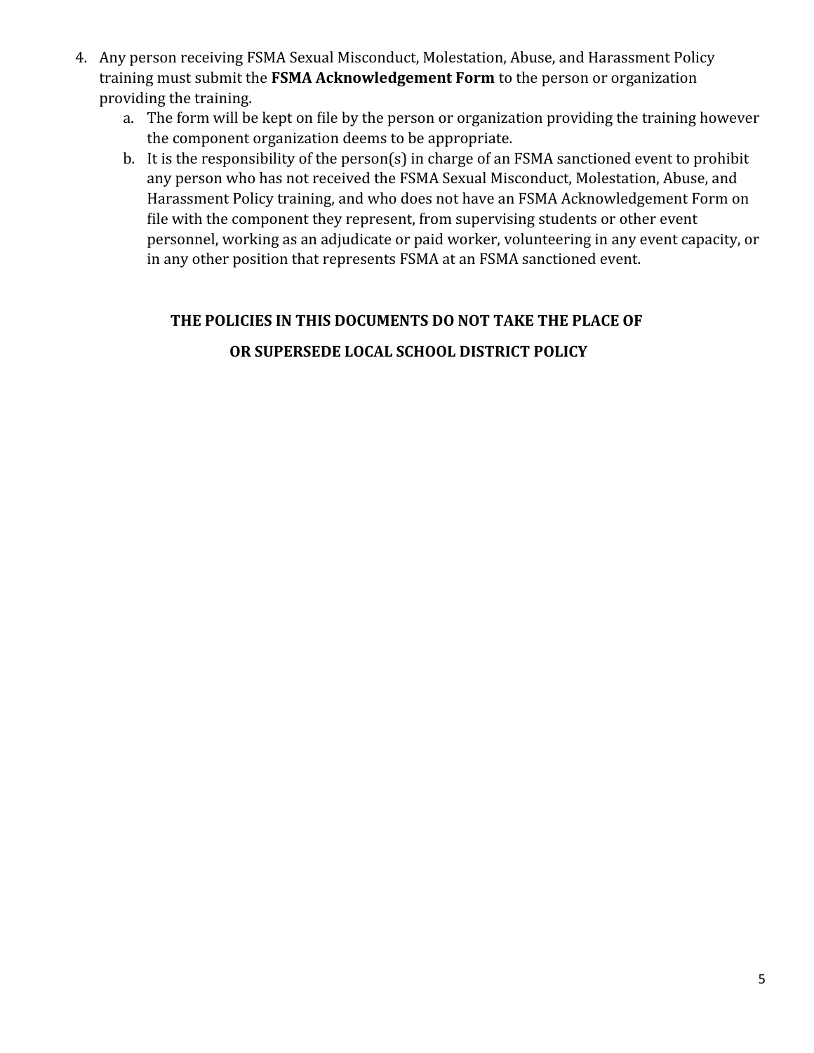4. Any person receiving FSMA Sexual Misconduct, Molestation, Abuse, and Harassment Policy training must submit the **FSMA Acknowledgement Form** to the person or organization providing the training.
    a. The form will be kept on file by the person or organization providing the training however the component organization deems to be appropriate.
    b. It is the responsibility of the person(s) in charge of an FSMA sanctioned event to prohibit any person who has not received the FSMA Sexual Misconduct, Molestation, Abuse, and Harassment Policy training, and who does not have an FSMA Acknowledgement Form on file with the component they represent, from supervising students or other event personnel, working as an adjudicate or paid worker, volunteering in any event capacity, or in any other position that represents FSMA at an FSMA sanctioned event.

**THE POLICIES IN THIS DOCUMENTS DO NOT TAKE THE PLACE OF**

**OR SUPERSEDE LOCAL SCHOOL DISTRICT POLICY**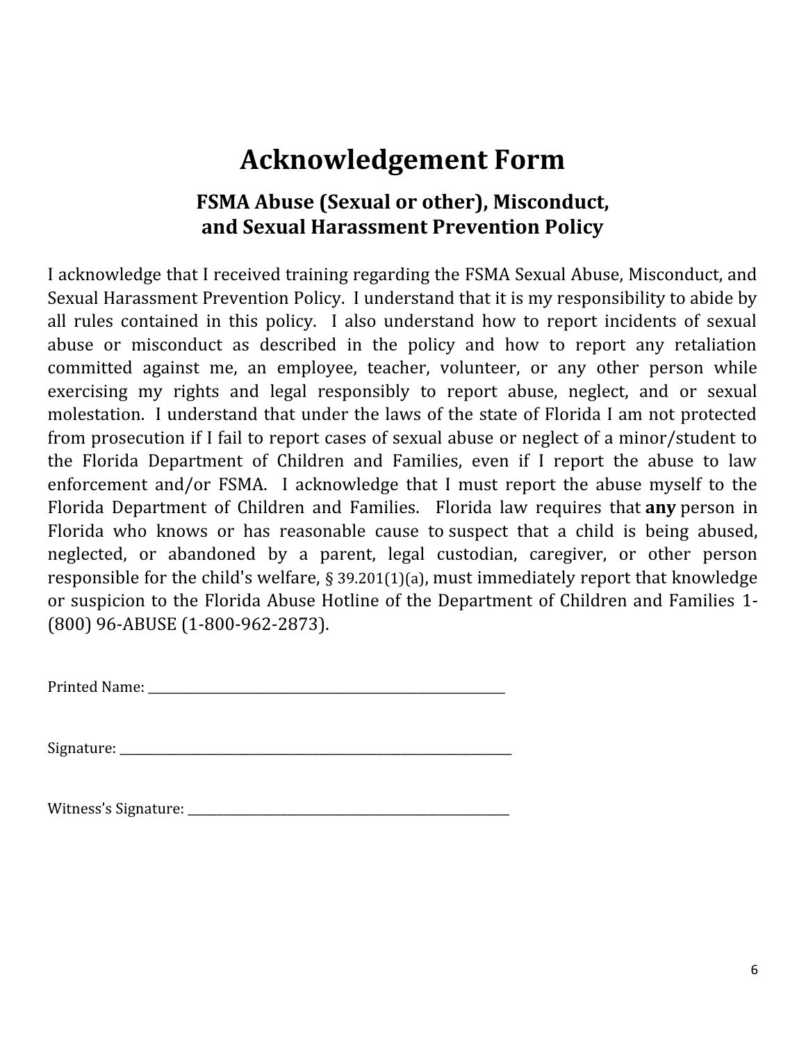# Acknowledgement Form

## FSMA Abuse (Sexual or other), Misconduct, and Sexual Harassment Prevention Policy

I acknowledge that I received training regarding the FSMA Sexual Abuse, Misconduct, and Sexual Harassment Prevention Policy. I understand that it is my responsibility to abide by all rules contained in this policy. I also understand how to report incidents of sexual abuse or misconduct as described in the policy and how to report any retaliation committed against me, an employee, teacher, volunteer, or any other person while exercising my rights and legal responsibly to report abuse, neglect, and or sexual molestation. I understand that under the laws of the state of Florida I am not protected from prosecution if I fail to report cases of sexual abuse or neglect of a minor/student to the Florida Department of Children and Families, even if I report the abuse to law enforcement and/or FSMA. I acknowledge that I must report the abuse myself to the Florida Department of Children and Families. Florida law requires that **any** person in Florida who knows or has reasonable cause to suspect that a child is being abused, neglected, or abandoned by a parent, legal custodian, caregiver, or other person responsible for the child's welfare, § 39.201(1)(a), must immediately report that knowledge or suspicion to the Florida Abuse Hotline of the Department of Children and Families 1-(800) 96-ABUSE (1-800-962-2873).

Printed Name: ___________________________________________________

Signature: _______________________________________________________

Witness's Signature: ______________________________________________